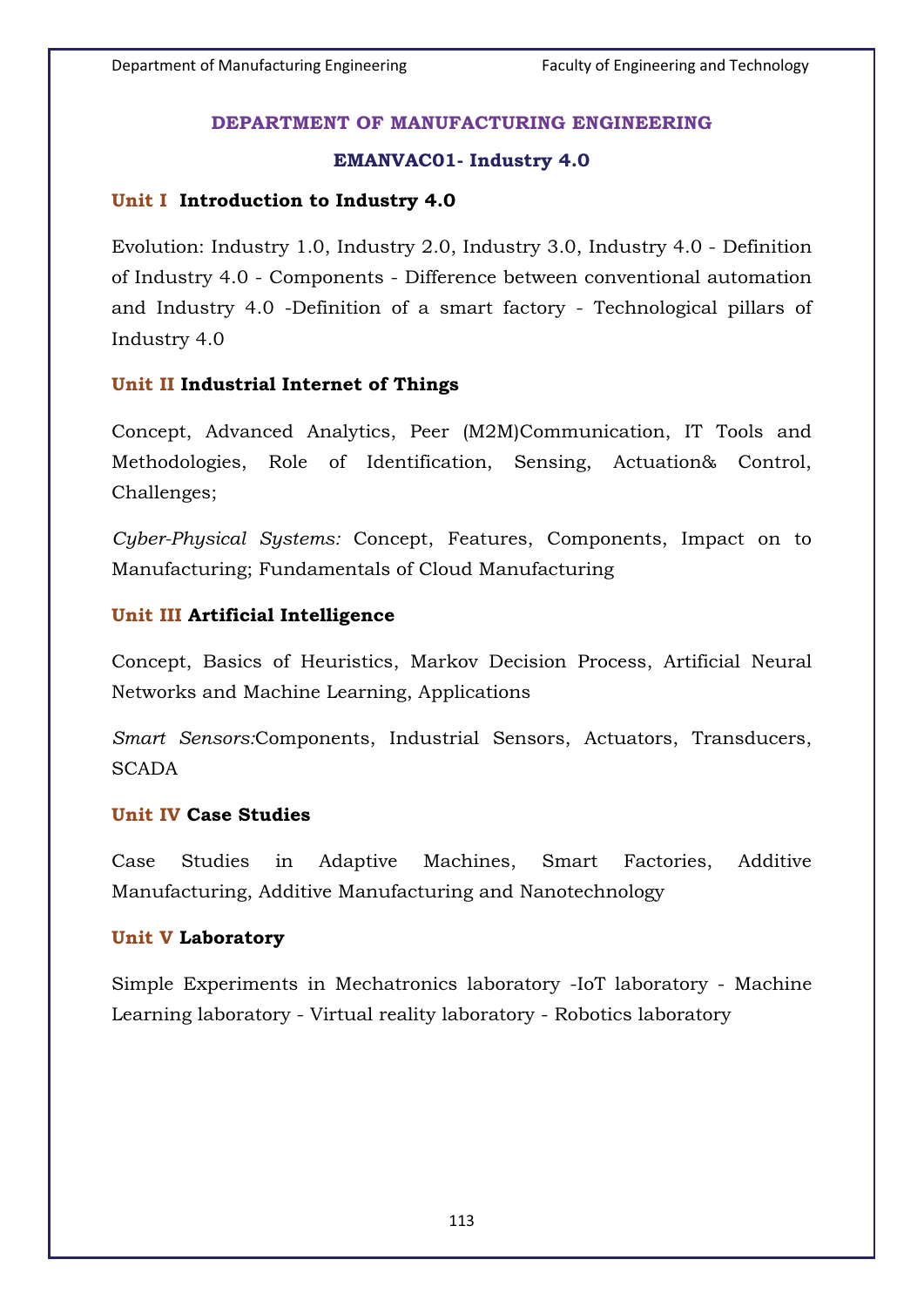## DEPARTMENT OF MANUFACTURING ENGINEERING

### EMANVAC01- Industry 4.0

**Unit I Introduction to Industry 4.0**

Evolution: Industry 1.0, Industry 2.0, Industry 3.0, Industry 4.0 - Definition of Industry 4.0 - Components - Difference between conventional automation and Industry 4.0 -Definition of a smart factory - Technological pillars of Industry 4.0

**Unit II Industrial Internet of Things**

Concept, Advanced Analytics, Peer (M2M)Communication, IT Tools and Methodologies, Role of Identification, Sensing, Actuation& Control, Challenges;

*Cyber-Physical Systems:* Concept, Features, Components, Impact on to Manufacturing; Fundamentals of Cloud Manufacturing

**Unit III Artificial Intelligence**

Concept, Basics of Heuristics, Markov Decision Process, Artificial Neural Networks and Machine Learning, Applications

*Smart Sensors:*Components, Industrial Sensors, Actuators, Transducers, SCADA

**Unit IV Case Studies**

Case Studies in Adaptive Machines, Smart Factories, Additive Manufacturing, Additive Manufacturing and Nanotechnology

**Unit V Laboratory**

Simple Experiments in Mechatronics laboratory -IoT laboratory - Machine Learning laboratory - Virtual reality laboratory - Robotics laboratory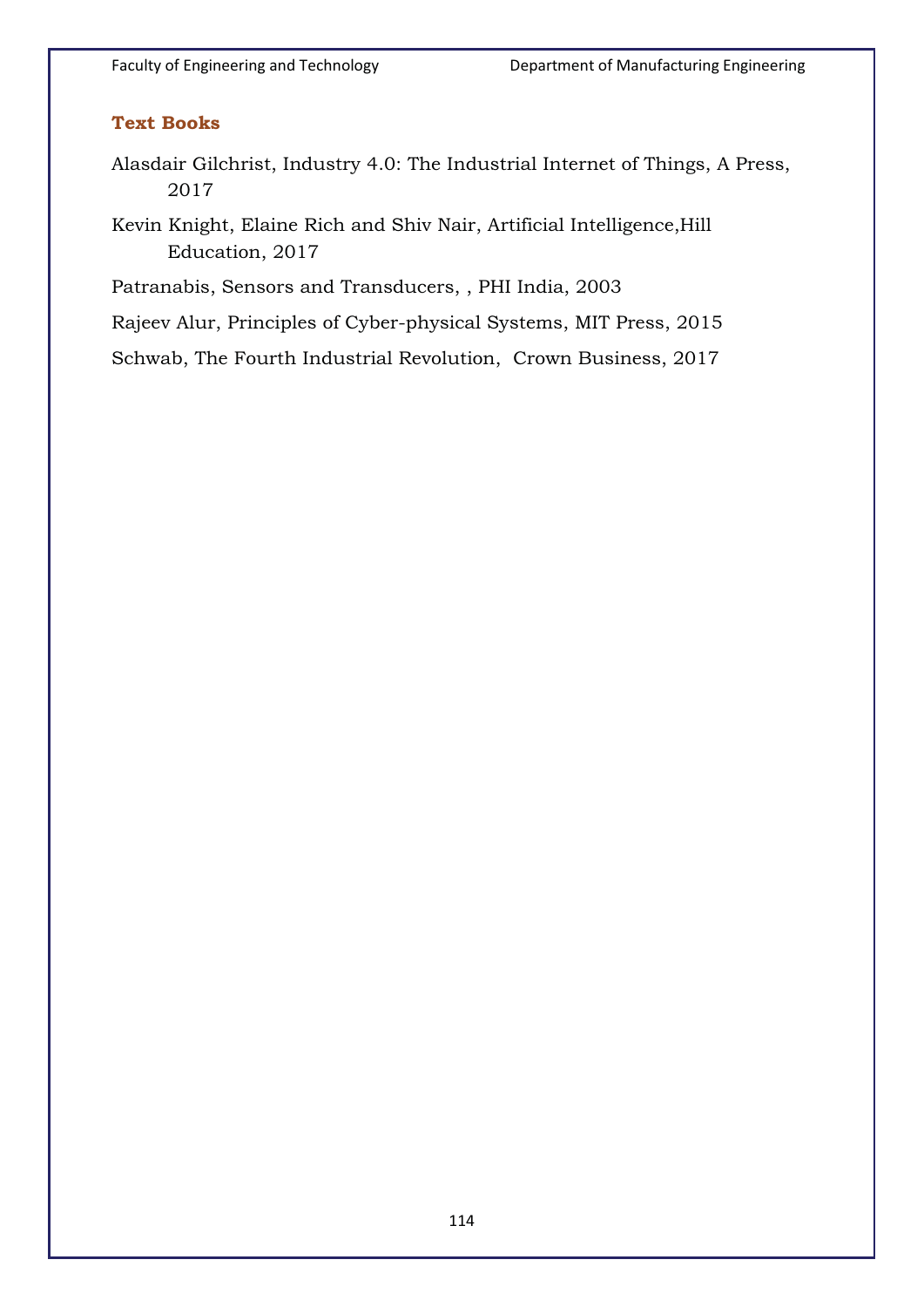### Text Books

Alasdair Gilchrist, Industry 4.0: The Industrial Internet of Things, A Press, 2017

Kevin Knight, Elaine Rich and Shiv Nair, Artificial Intelligence,Hill Education, 2017

Patranabis, Sensors and Transducers, , PHI India, 2003

Rajeev Alur, Principles of Cyber-physical Systems, MIT Press, 2015

Schwab, The Fourth Industrial Revolution, Crown Business, 2017